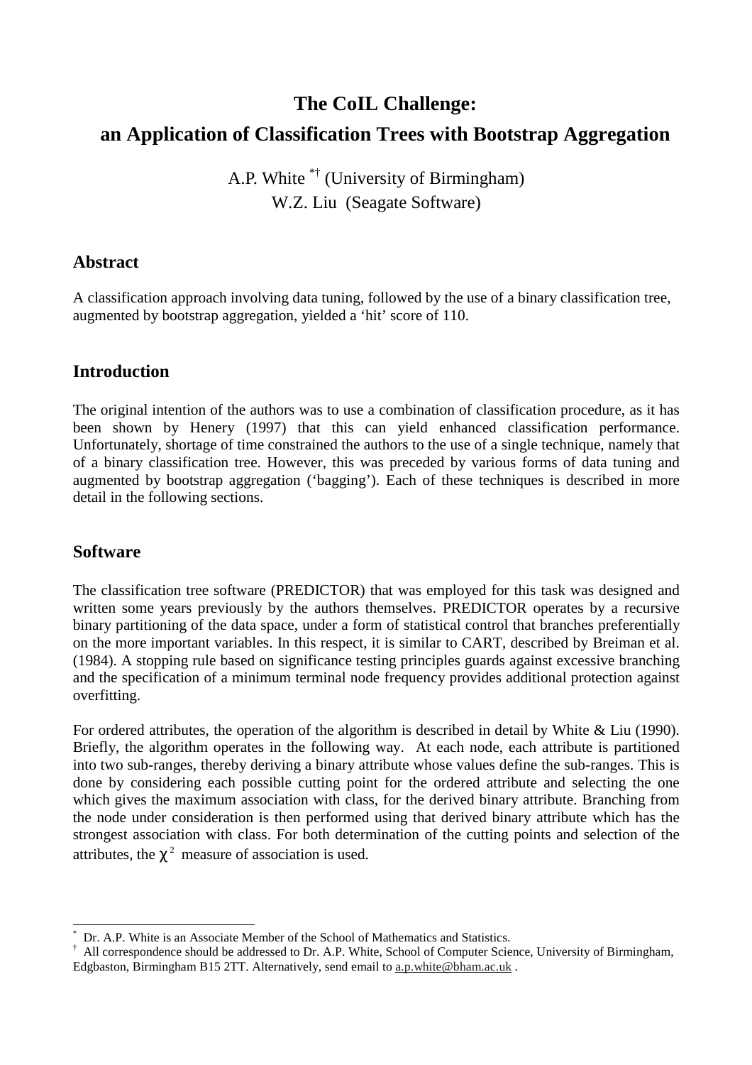# The CoIL Challenge: an Application of Classification Trees with Bootstrap Aggregation

A.P. White [*†] (University of Birmingham)
W.Z. Liu (Seagate Software)

## Abstract

A classification approach involving data tuning, followed by the use of a binary classification tree, augmented by bootstrap aggregation, yielded a 'hit' score of 110.

## Introduction

The original intention of the authors was to use a combination of classification procedure, as it has been shown by Henery (1997) that this can yield enhanced classification performance. Unfortunately, shortage of time constrained the authors to the use of a single technique, namely that of a binary classification tree. However, this was preceded by various forms of data tuning and augmented by bootstrap aggregation ('bagging'). Each of these techniques is described in more detail in the following sections.

## Software

The classification tree software (PREDICTOR) that was employed for this task was designed and written some years previously by the authors themselves. PREDICTOR operates by a recursive binary partitioning of the data space, under a form of statistical control that branches preferentially on the more important variables. In this respect, it is similar to CART, described by Breiman et al. (1984). A stopping rule based on significance testing principles guards against excessive branching and the specification of a minimum terminal node frequency provides additional protection against overfitting.

For ordered attributes, the operation of the algorithm is described in detail by White & Liu (1990). Briefly, the algorithm operates in the following way. At each node, each attribute is partitioned into two sub-ranges, thereby deriving a binary attribute whose values define the sub-ranges. This is done by considering each possible cutting point for the ordered attribute and selecting the one which gives the maximum association with class, for the derived binary attribute. Branching from the node under consideration is then performed using that derived binary attribute which has the strongest association with class. For both determination of the cutting points and selection of the attributes, the $\chi^2$ measure of association is used.

---

[*] Dr. A.P. White is an Associate Member of the School of Mathematics and Statistics.

[†] All correspondence should be addressed to Dr. A.P. White, School of Computer Science, University of Birmingham, Edgbaston, Birmingham B15 2TT. Alternatively, send email to a.p.white@bham.ac.uk .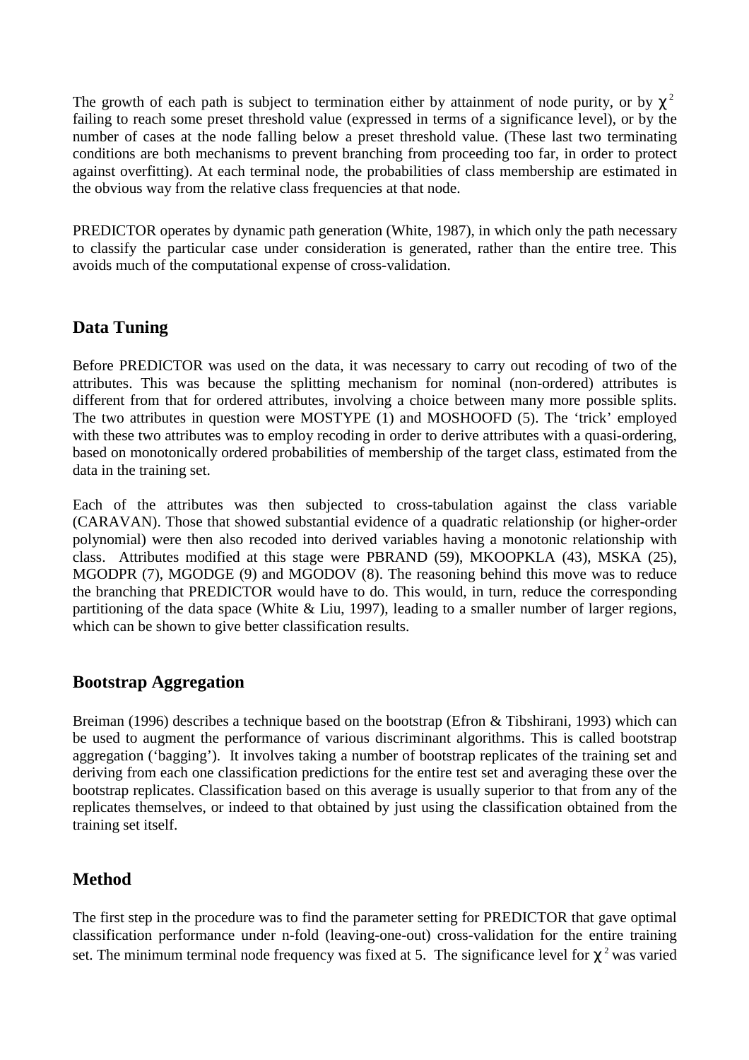The growth of each path is subject to termination either by attainment of node purity, or by $\chi^2$ failing to reach some preset threshold value (expressed in terms of a significance level), or by the number of cases at the node falling below a preset threshold value. (These last two terminating conditions are both mechanisms to prevent branching from proceeding too far, in order to protect against overfitting). At each terminal node, the probabilities of class membership are estimated in the obvious way from the relative class frequencies at that node.

PREDICTOR operates by dynamic path generation (White, 1987), in which only the path necessary to classify the particular case under consideration is generated, rather than the entire tree. This avoids much of the computational expense of cross-validation.

## Data Tuning

Before PREDICTOR was used on the data, it was necessary to carry out recoding of two of the attributes. This was because the splitting mechanism for nominal (non-ordered) attributes is different from that for ordered attributes, involving a choice between many more possible splits. The two attributes in question were MOSTYPE (1) and MOSHOOFD (5). The 'trick' employed with these two attributes was to employ recoding in order to derive attributes with a quasi-ordering, based on monotonically ordered probabilities of membership of the target class, estimated from the data in the training set.

Each of the attributes was then subjected to cross-tabulation against the class variable (CARAVAN). Those that showed substantial evidence of a quadratic relationship (or higher-order polynomial) were then also recoded into derived variables having a monotonic relationship with class. Attributes modified at this stage were PBRAND (59), MKOOPKLA (43), MSKA (25), MGODPR (7), MGODGE (9) and MGODOV (8). The reasoning behind this move was to reduce the branching that PREDICTOR would have to do. This would, in turn, reduce the corresponding partitioning of the data space (White & Liu, 1997), leading to a smaller number of larger regions, which can be shown to give better classification results.

## Bootstrap Aggregation

Breiman (1996) describes a technique based on the bootstrap (Efron & Tibshirani, 1993) which can be used to augment the performance of various discriminant algorithms. This is called bootstrap aggregation ('bagging'). It involves taking a number of bootstrap replicates of the training set and deriving from each one classification predictions for the entire test set and averaging these over the bootstrap replicates. Classification based on this average is usually superior to that from any of the replicates themselves, or indeed to that obtained by just using the classification obtained from the training set itself.

## Method

The first step in the procedure was to find the parameter setting for PREDICTOR that gave optimal classification performance under n-fold (leaving-one-out) cross-validation for the entire training set. The minimum terminal node frequency was fixed at 5. The significance level for $\chi^2$ was varied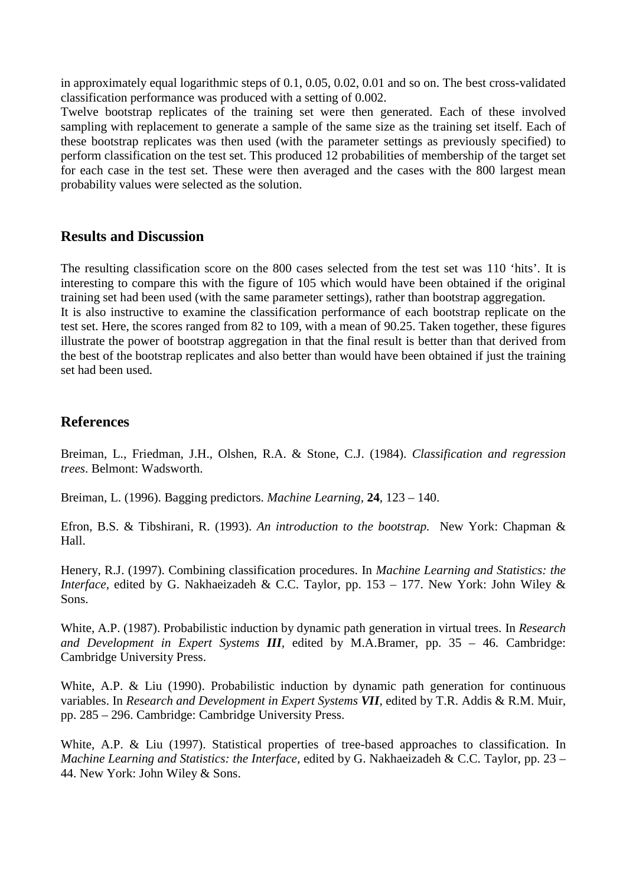in approximately equal logarithmic steps of 0.1, 0.05, 0.02, 0.01 and so on. The best cross-validated classification performance was produced with a setting of 0.002.

Twelve bootstrap replicates of the training set were then generated. Each of these involved sampling with replacement to generate a sample of the same size as the training set itself. Each of these bootstrap replicates was then used (with the parameter settings as previously specified) to perform classification on the test set. This produced 12 probabilities of membership of the target set for each case in the test set. These were then averaged and the cases with the 800 largest mean probability values were selected as the solution.

## Results and Discussion

The resulting classification score on the 800 cases selected from the test set was 110 'hits'. It is interesting to compare this with the figure of 105 which would have been obtained if the original training set had been used (with the same parameter settings), rather than bootstrap aggregation.

It is also instructive to examine the classification performance of each bootstrap replicate on the test set. Here, the scores ranged from 82 to 109, with a mean of 90.25. Taken together, these figures illustrate the power of bootstrap aggregation in that the final result is better than that derived from the best of the bootstrap replicates and also better than would have been obtained if just the training set had been used.

## References

Breiman, L., Friedman, J.H., Olshen, R.A. & Stone, C.J. (1984). *Classification and regression trees*. Belmont: Wadsworth.

Breiman, L. (1996). Bagging predictors. *Machine Learning*, **24**, 123 – 140.

Efron, B.S. & Tibshirani, R. (1993). *An introduction to the bootstrap.* New York: Chapman & Hall.

Henery, R.J. (1997). Combining classification procedures. In *Machine Learning and Statistics: the Interface*, edited by G. Nakhaeizadeh & C.C. Taylor, pp. 153 – 177. New York: John Wiley & Sons.

White, A.P. (1987). Probabilistic induction by dynamic path generation in virtual trees. In *Research and Development in Expert Systems **III***, edited by M.A.Bramer, pp. 35 – 46. Cambridge: Cambridge University Press.

White, A.P. & Liu (1990). Probabilistic induction by dynamic path generation for continuous variables. In *Research and Development in Expert Systems **VII***, edited by T.R. Addis & R.M. Muir, pp. 285 – 296. Cambridge: Cambridge University Press.

White, A.P. & Liu (1997). Statistical properties of tree-based approaches to classification. In *Machine Learning and Statistics: the Interface*, edited by G. Nakhaeizadeh & C.C. Taylor, pp. 23 – 44. New York: John Wiley & Sons.